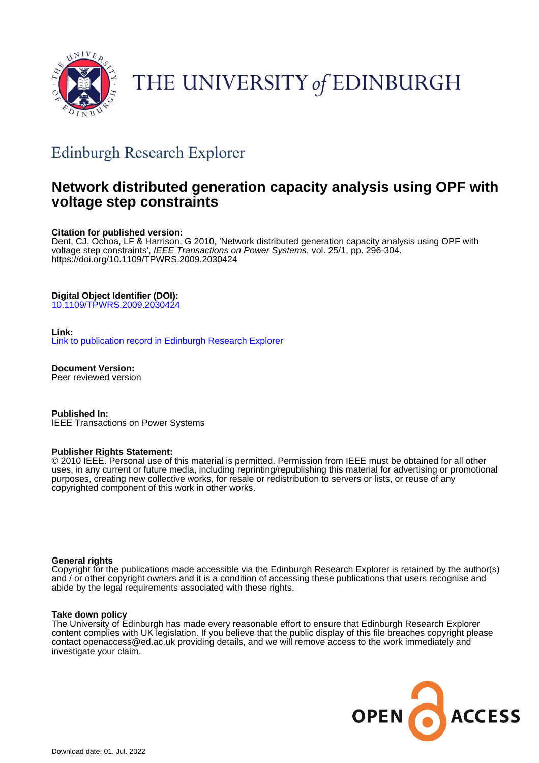THE UNIVERSITY of EDINBURGH

## Edinburgh Research Explorer

# Network distributed generation capacity analysis using OPF with voltage step constraints

**Citation for published version:**
Dent, CJ, Ochoa, LF & Harrison, G 2010, 'Network distributed generation capacity analysis using OPF with voltage step constraints', *IEEE Transactions on Power Systems*, vol. 25/1, pp. 296-304. https://doi.org/10.1109/TPWRS.2009.2030424

**Digital Object Identifier (DOI):**
10.1109/TPWRS.2009.2030424

**Link:**
Link to publication record in Edinburgh Research Explorer

**Document Version:**
Peer reviewed version

**Published In:**
IEEE Transactions on Power Systems

**Publisher Rights Statement:**
© 2010 IEEE. Personal use of this material is permitted. Permission from IEEE must be obtained for all other uses, in any current or future media, including reprinting/republishing this material for advertising or promotional purposes, creating new collective works, for resale or redistribution to servers or lists, or reuse of any copyrighted component of this work in other works.

**General rights**
Copyright for the publications made accessible via the Edinburgh Research Explorer is retained by the author(s) and / or other copyright owners and it is a condition of accessing these publications that users recognise and abide by the legal requirements associated with these rights.

**Take down policy**
The University of Edinburgh has made every reasonable effort to ensure that Edinburgh Research Explorer content complies with UK legislation. If you believe that the public display of this file breaches copyright please contact openaccess@ed.ac.uk providing details, and we will remove access to the work immediately and investigate your claim.

Download date: 01. Jul. 2022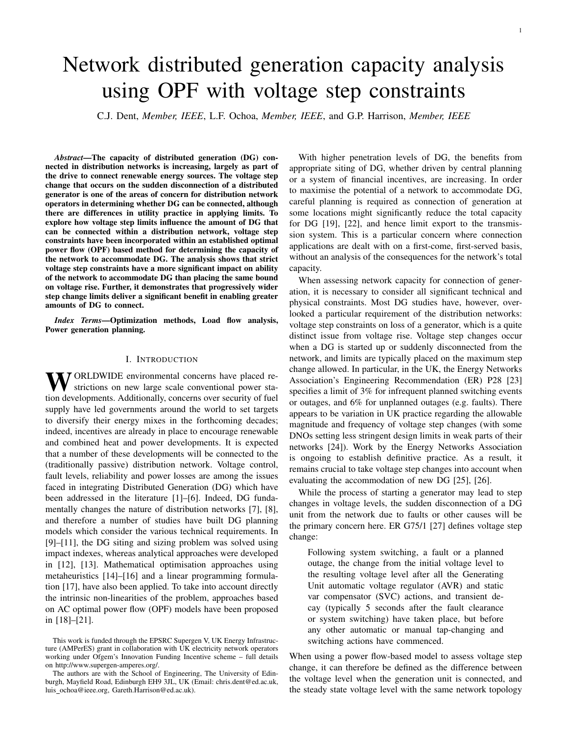# Network distributed generation capacity analysis using OPF with voltage step constraints

C.J. Dent, *Member, IEEE*, L.F. Ochoa, *Member, IEEE*, and G.P. Harrison, *Member, IEEE*

***Abstract*—The capacity of distributed generation (DG) connected in distribution networks is increasing, largely as part of the drive to connect renewable energy sources. The voltage step change that occurs on the sudden disconnection of a distributed generator is one of the areas of concern for distribution network operators in determining whether DG can be connected, although there are differences in utility practice in applying limits. To explore how voltage step limits influence the amount of DG that can be connected within a distribution network, voltage step constraints have been incorporated within an established optimal power flow (OPF) based method for determining the capacity of the network to accommodate DG. The analysis shows that strict voltage step constraints have a more significant impact on ability of the network to accommodate DG than placing the same bound on voltage rise. Further, it demonstrates that progressively wider step change limits deliver a significant benefit in enabling greater amounts of DG to connect.**

***Index Terms*—Optimization methods, Load flow analysis, Power generation planning.**

## I. Introduction

WORLDWIDE environmental concerns have placed restrictions on new large scale conventional power station developments. Additionally, concerns over security of fuel supply have led governments around the world to set targets to diversify their energy mixes in the forthcoming decades; indeed, incentives are already in place to encourage renewable and combined heat and power developments. It is expected that a number of these developments will be connected to the (traditionally passive) distribution network. Voltage control, fault levels, reliability and power losses are among the issues faced in integrating Distributed Generation (DG) which have been addressed in the literature [1]–[6]. Indeed, DG fundamentally changes the nature of distribution networks [7], [8], and therefore a number of studies have built DG planning models which consider the various technical requirements. In [9]–[11], the DG siting and sizing problem was solved using impact indexes, whereas analytical approaches were developed in [12], [13]. Mathematical optimisation approaches using metaheuristics [14]–[16] and a linear programming formulation [17], have also been applied. To take into account directly the intrinsic non-linearities of the problem, approaches based on AC optimal power flow (OPF) models have been proposed in [18]–[21].

This work is funded through the EPSRC Supergen V, UK Energy Infrastructure (AMPerES) grant in collaboration with UK electricity network operators working under Ofgem's Innovation Funding Incentive scheme – full details on http://www.supergen-amperes.org/.

The authors are with the School of Engineering, The University of Edinburgh, Mayfield Road, Edinburgh EH9 3JL, UK (Email: chris.dent@ed.ac.uk, luis_ochoa@ieee.org, Gareth.Harrison@ed.ac.uk).

With higher penetration levels of DG, the benefits from appropriate siting of DG, whether driven by central planning or a system of financial incentives, are increasing. In order to maximise the potential of a network to accommodate DG, careful planning is required as connection of generation at some locations might significantly reduce the total capacity for DG [19], [22], and hence limit export to the transmission system. This is a particular concern where connection applications are dealt with on a first-come, first-served basis, without an analysis of the consequences for the network's total capacity.

When assessing network capacity for connection of generation, it is necessary to consider all significant technical and physical constraints. Most DG studies have, however, overlooked a particular requirement of the distribution networks: voltage step constraints on loss of a generator, which is a quite distinct issue from voltage rise. Voltage step changes occur when a DG is started up or suddenly disconnected from the network, and limits are typically placed on the maximum step change allowed. In particular, in the UK, the Energy Networks Association's Engineering Recommendation (ER) P28 [23] specifies a limit of 3% for infrequent planned switching events or outages, and 6% for unplanned outages (e.g. faults). There appears to be variation in UK practice regarding the allowable magnitude and frequency of voltage step changes (with some DNOs setting less stringent design limits in weak parts of their networks [24]). Work by the Energy Networks Association is ongoing to establish definitive practice. As a result, it remains crucial to take voltage step changes into account when evaluating the accommodation of new DG [25], [26].

While the process of starting a generator may lead to step changes in voltage levels, the sudden disconnection of a DG unit from the network due to faults or other causes will be the primary concern here. ER G75/1 [27] defines voltage step change:

> Following system switching, a fault or a planned outage, the change from the initial voltage level to the resulting voltage level after all the Generating Unit automatic voltage regulator (AVR) and static var compensator (SVC) actions, and transient decay (typically 5 seconds after the fault clearance or system switching) have taken place, but before any other automatic or manual tap-changing and switching actions have commenced.

When using a power flow-based model to assess voltage step change, it can therefore be defined as the difference between the voltage level when the generation unit is connected, and the steady state voltage level with the same network topology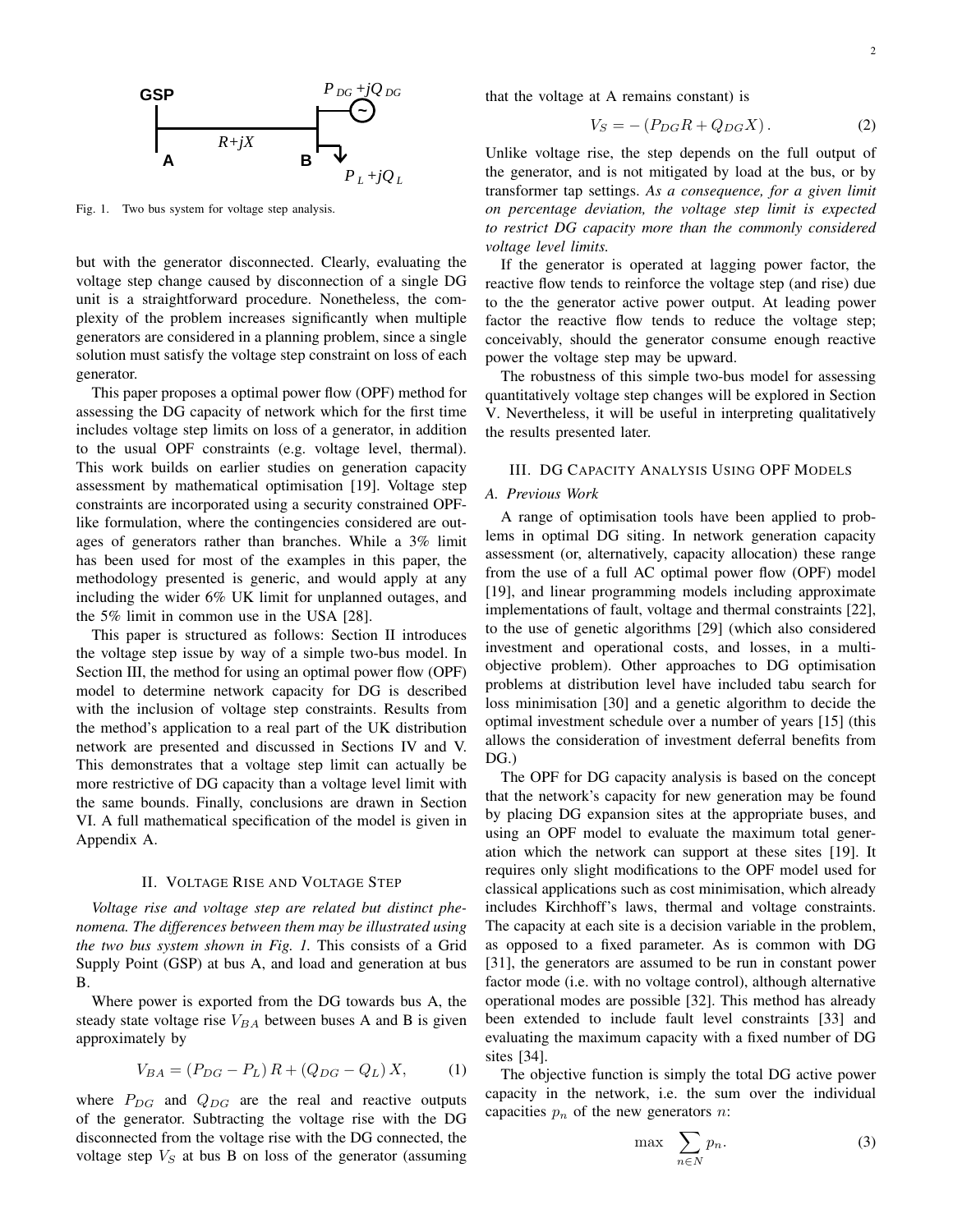Fig. 1. Two bus system for voltage step analysis.

but with the generator disconnected. Clearly, evaluating the voltage step change caused by disconnection of a single DG unit is a straightforward procedure. Nonetheless, the complexity of the problem increases significantly when multiple generators are considered in a planning problem, since a single solution must satisfy the voltage step constraint on loss of each generator.

This paper proposes a optimal power flow (OPF) method for assessing the DG capacity of network which for the first time includes voltage step limits on loss of a generator, in addition to the usual OPF constraints (e.g. voltage level, thermal). This work builds on earlier studies on generation capacity assessment by mathematical optimisation [19]. Voltage step constraints are incorporated using a security constrained OPF-like formulation, where the contingencies considered are outages of generators rather than branches. While a 3% limit has been used for most of the examples in this paper, the methodology presented is generic, and would apply at any including the wider 6% UK limit for unplanned outages, and the 5% limit in common use in the USA [28].

This paper is structured as follows: Section II introduces the voltage step issue by way of a simple two-bus model. In Section III, the method for using an optimal power flow (OPF) model to determine network capacity for DG is described with the inclusion of voltage step constraints. Results from the method's application to a real part of the UK distribution network are presented and discussed in Sections IV and V. This demonstrates that a voltage step limit can actually be more restrictive of DG capacity than a voltage level limit with the same bounds. Finally, conclusions are drawn in Section VI. A full mathematical specification of the model is given in Appendix A.

## II. Voltage Rise and Voltage Step

*Voltage rise and voltage step are related but distinct phenomena. The differences between them may be illustrated using the two bus system shown in Fig. 1.* This consists of a Grid Supply Point (GSP) at bus A, and load and generation at bus B.

Where power is exported from the DG towards bus A, the steady state voltage rise $V_{BA}$ between buses A and B is given approximately by

$$V_{BA} = \left(P_{DG} - P_L\right) R + \left(Q_{DG} - Q_L\right) X, \qquad (1)$$

where $P_{DG}$ and $Q_{DG}$ are the real and reactive outputs of the generator. Subtracting the voltage rise with the DG disconnected from the voltage rise with the DG connected, the voltage step $V_S$ at bus B on loss of the generator (assuming that the voltage at A remains constant) is

$$V_S = -\left(P_{DG} R + Q_{DG} X\right). \qquad (2)$$

Unlike voltage rise, the step depends on the full output of the generator, and is not mitigated by load at the bus, or by transformer tap settings. *As a consequence, for a given limit on percentage deviation, the voltage step limit is expected to restrict DG capacity more than the commonly considered voltage level limits.*

If the generator is operated at lagging power factor, the reactive flow tends to reinforce the voltage step (and rise) due to the the generator active power output. At leading power factor the reactive flow tends to reduce the voltage step; conceivably, should the generator consume enough reactive power the voltage step may be upward.

The robustness of this simple two-bus model for assessing quantitatively voltage step changes will be explored in Section V. Nevertheless, it will be useful in interpreting qualitatively the results presented later.

## III. DG Capacity Analysis Using OPF Models

### A. Previous Work

A range of optimisation tools have been applied to problems in optimal DG siting. In network generation capacity assessment (or, alternatively, capacity allocation) these range from the use of a full AC optimal power flow (OPF) model [19], and linear programming models including approximate implementations of fault, voltage and thermal constraints [22], to the use of genetic algorithms [29] (which also considered investment and operational costs, and losses, in a multi-objective problem). Other approaches to DG optimisation problems at distribution level have included tabu search for loss minimisation [30] and a genetic algorithm to decide the optimal investment schedule over a number of years [15] (this allows the consideration of investment deferral benefits from DG.)

The OPF for DG capacity analysis is based on the concept that the network's capacity for new generation may be found by placing DG expansion sites at the appropriate buses, and using an OPF model to evaluate the maximum total generation which the network can support at these sites [19]. It requires only slight modifications to the OPF model used for classical applications such as cost minimisation, which already includes Kirchhoff's laws, thermal and voltage constraints. The capacity at each site is a decision variable in the problem, as opposed to a fixed parameter. As is common with DG [31], the generators are assumed to be run in constant power factor mode (i.e. with no voltage control), although alternative operational modes are possible [32]. This method has already been extended to include fault level constraints [33] and evaluating the maximum capacity with a fixed number of DG sites [34].

The objective function is simply the total DG active power capacity in the network, i.e. the sum over the individual capacities $p_n$ of the new generators $n$:

$$\max \sum_{n \in N} p_n. \qquad (3)$$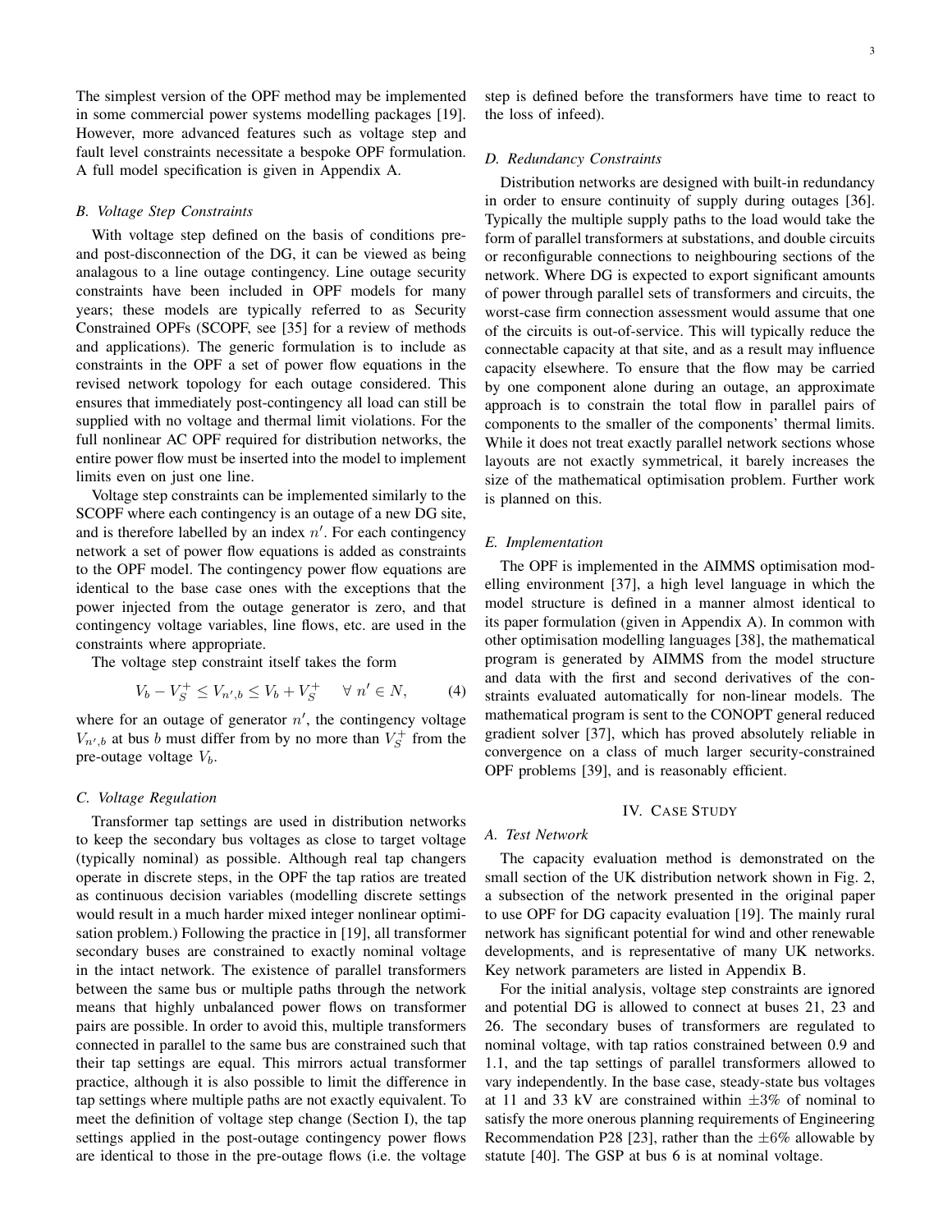The simplest version of the OPF method may be implemented in some commercial power systems modelling packages [19]. However, more advanced features such as voltage step and fault level constraints necessitate a bespoke OPF formulation. A full model specification is given in Appendix A.

### B. Voltage Step Constraints

With voltage step defined on the basis of conditions pre- and post-disconnection of the DG, it can be viewed as being analagous to a line outage contingency. Line outage security constraints have been included in OPF models for many years; these models are typically referred to as Security Constrained OPFs (SCOPF, see [35] for a review of methods and applications). The generic formulation is to include as constraints in the OPF a set of power flow equations in the revised network topology for each outage considered. This ensures that immediately post-contingency all load can still be supplied with no voltage and thermal limit violations. For the full nonlinear AC OPF required for distribution networks, the entire power flow must be inserted into the model to implement limits even on just one line.

Voltage step constraints can be implemented similarly to the SCOPF where each contingency is an outage of a new DG site, and is therefore labelled by an index $n'$. For each contingency network a set of power flow equations is added as constraints to the OPF model. The contingency power flow equations are identical to the base case ones with the exceptions that the power injected from the outage generator is zero, and that contingency voltage variables, line flows, etc. are used in the constraints where appropriate.

The voltage step constraint itself takes the form

$$V_b - V_S^+ \leq V_{n',b} \leq V_b + V_S^+ \quad \forall\, n' \in N, \tag{4}$$

where for an outage of generator $n'$, the contingency voltage $V_{n',b}$ at bus $b$ must differ from by no more than $V_S^+$ from the pre-outage voltage $V_b$.

### C. Voltage Regulation

Transformer tap settings are used in distribution networks to keep the secondary bus voltages as close to target voltage (typically nominal) as possible. Although real tap changers operate in discrete steps, in the OPF the tap ratios are treated as continuous decision variables (modelling discrete settings would result in a much harder mixed integer nonlinear optimisation problem.) Following the practice in [19], all transformer secondary buses are constrained to exactly nominal voltage in the intact network. The existence of parallel transformers between the same bus or multiple paths through the network means that highly unbalanced power flows on transformer pairs are possible. In order to avoid this, multiple transformers connected in parallel to the same bus are constrained such that their tap settings are equal. This mirrors actual transformer practice, although it is also possible to limit the difference in tap settings where multiple paths are not exactly equivalent. To meet the definition of voltage step change (Section I), the tap settings applied in the post-outage contingency power flows are identical to those in the pre-outage flows (i.e. the voltage step is defined before the transformers have time to react to the loss of infeed).

### D. Redundancy Constraints

Distribution networks are designed with built-in redundancy in order to ensure continuity of supply during outages [36]. Typically the multiple supply paths to the load would take the form of parallel transformers at substations, and double circuits or reconfigurable connections to neighbouring sections of the network. Where DG is expected to export significant amounts of power through parallel sets of transformers and circuits, the worst-case firm connection assessment would assume that one of the circuits is out-of-service. This will typically reduce the connectable capacity at that site, and as a result may influence capacity elsewhere. To ensure that the flow may be carried by one component alone during an outage, an approximate approach is to constrain the total flow in parallel pairs of components to the smaller of the components' thermal limits. While it does not treat exactly parallel network sections whose layouts are not exactly symmetrical, it barely increases the size of the mathematical optimisation problem. Further work is planned on this.

### E. Implementation

The OPF is implemented in the AIMMS optimisation modelling environment [37], a high level language in which the model structure is defined in a manner almost identical to its paper formulation (given in Appendix A). In common with other optimisation modelling languages [38], the mathematical program is generated by AIMMS from the model structure and data with the first and second derivatives of the constraints evaluated automatically for non-linear models. The mathematical program is sent to the CONOPT general reduced gradient solver [37], which has proved absolutely reliable in convergence on a class of much larger security-constrained OPF problems [39], and is reasonably efficient.

## IV. Case Study

### A. Test Network

The capacity evaluation method is demonstrated on the small section of the UK distribution network shown in Fig. 2, a subsection of the network presented in the original paper to use OPF for DG capacity evaluation [19]. The mainly rural network has significant potential for wind and other renewable developments, and is representative of many UK networks. Key network parameters are listed in Appendix B.

For the initial analysis, voltage step constraints are ignored and potential DG is allowed to connect at buses 21, 23 and 26. The secondary buses of transformers are regulated to nominal voltage, with tap ratios constrained between 0.9 and 1.1, and the tap settings of parallel transformers allowed to vary independently. In the base case, steady-state bus voltages at 11 and 33 kV are constrained within $\pm3\%$ of nominal to satisfy the more onerous planning requirements of Engineering Recommendation P28 [23], rather than the $\pm6\%$ allowable by statute [40]. The GSP at bus 6 is at nominal voltage.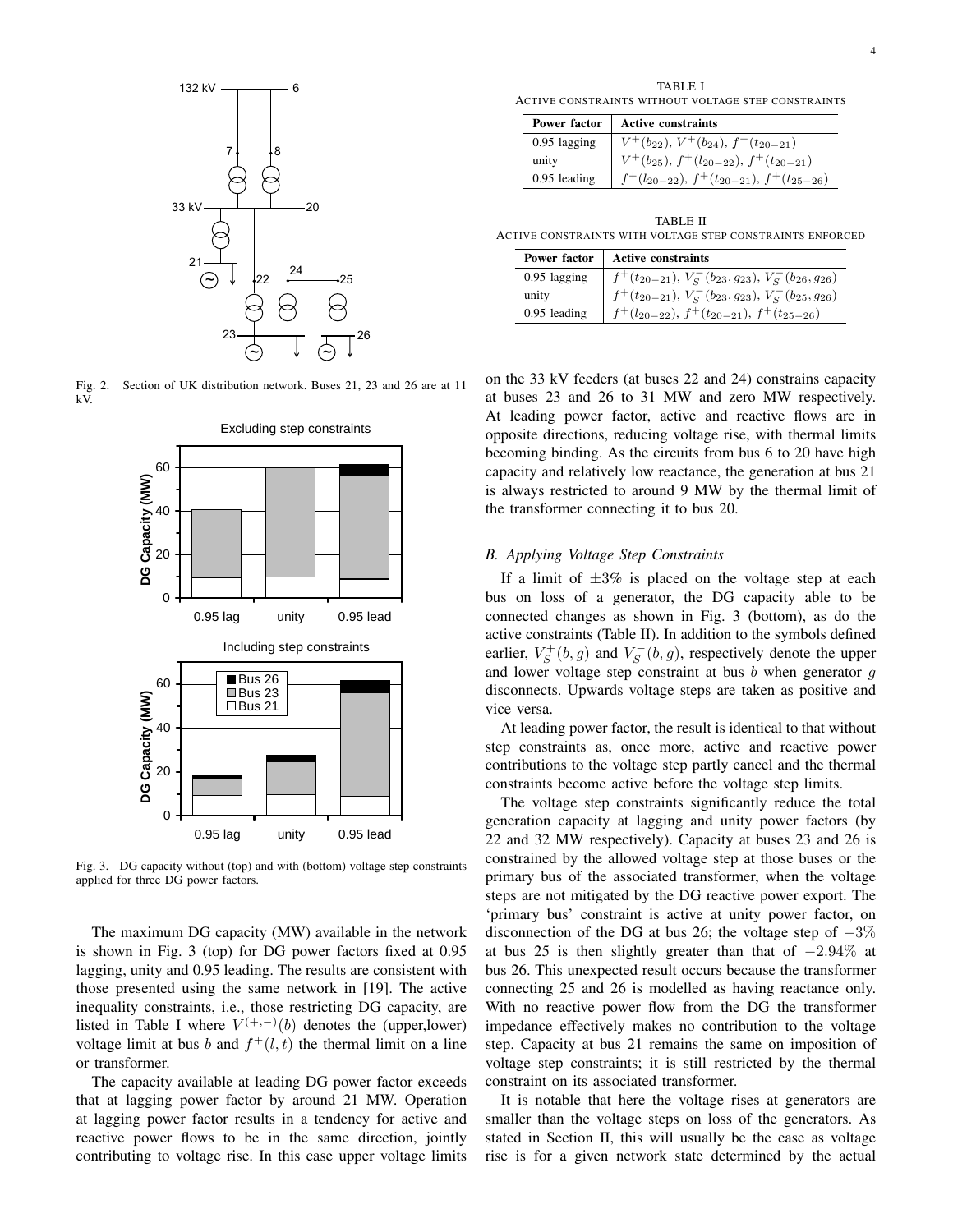Fig. 2. Section of UK distribution network. Buses 21, 23 and 26 are at 11 kV.

Fig. 3. DG capacity without (top) and with (bottom) voltage step constraints applied for three DG power factors.

The maximum DG capacity (MW) available in the network is shown in Fig. 3 (top) for DG power factors fixed at 0.95 lagging, unity and 0.95 leading. The results are consistent with those presented using the same network in [19]. The active inequality constraints, i.e., those restricting DG capacity, are listed in Table I where $V^{(+,-)}(b)$ denotes the (upper,lower) voltage limit at bus $b$ and $f^+(l,t)$ the thermal limit on a line or transformer.

The capacity available at leading DG power factor exceeds that at lagging power factor by around 21 MW. Operation at lagging power factor results in a tendency for active and reactive power flows to be in the same direction, jointly contributing to voltage rise. In this case upper voltage limits on the 33 kV feeders (at buses 22 and 24) constrains capacity at buses 23 and 26 to 31 MW and zero MW respectively. At leading power factor, active and reactive flows are in opposite directions, reducing voltage rise, with thermal limits becoming binding. As the circuits from bus 6 to 20 have high capacity and relatively low reactance, the generation at bus 21 is always restricted to around 9 MW by the thermal limit of the transformer connecting it to bus 20.

TABLE I
ACTIVE CONSTRAINTS WITHOUT VOLTAGE STEP CONSTRAINTS

| Power factor | Active constraints |
|---|---|
| 0.95 lagging | $V^+(b_{22})$, $V^+(b_{24})$, $f^+(t_{20-21})$ |
| unity | $V^+(b_{25})$, $f^+(l_{20-22})$, $f^+(t_{20-21})$ |
| 0.95 leading | $f^+(l_{20-22})$, $f^+(t_{20-21})$, $f^+(t_{25-26})$ |

TABLE II
ACTIVE CONSTRAINTS WITH VOLTAGE STEP CONSTRAINTS ENFORCED

| Power factor | Active constraints |
|---|---|
| 0.95 lagging | $f^+(t_{20-21})$, $V_S^-(b_{23}, g_{23})$, $V_S^-(b_{26}, g_{26})$ |
| unity | $f^+(t_{20-21})$, $V_S^-(b_{23}, g_{23})$, $V_S^-(b_{25}, g_{26})$ |
| 0.95 leading | $f^+(l_{20-22})$, $f^+(t_{20-21})$, $f^+(t_{25-26})$ |

### B. Applying Voltage Step Constraints

If a limit of $\pm3\%$ is placed on the voltage step at each bus on loss of a generator, the DG capacity able to be connected changes as shown in Fig. 3 (bottom), as do the active constraints (Table II). In addition to the symbols defined earlier, $V_S^+(b,g)$ and $V_S^-(b,g)$, respectively denote the upper and lower voltage step constraint at bus $b$ when generator $g$ disconnects. Upwards voltage steps are taken as positive and vice versa.

At leading power factor, the result is identical to that without step constraints as, once more, active and reactive power contributions to the voltage step partly cancel and the thermal constraints become active before the voltage step limits.

The voltage step constraints significantly reduce the total generation capacity at lagging and unity power factors (by 22 and 32 MW respectively). Capacity at buses 23 and 26 is constrained by the allowed voltage step at those buses or the primary bus of the associated transformer, when the voltage steps are not mitigated by the DG reactive power export. The 'primary bus' constraint is active at unity power factor, on disconnection of the DG at bus 26; the voltage step of $-3\%$ at bus 25 is then slightly greater than that of $-2.94\%$ at bus 26. This unexpected result occurs because the transformer connecting 25 and 26 is modelled as having reactance only. With no reactive power flow from the DG the transformer impedance effectively makes no contribution to the voltage step. Capacity at bus 21 remains the same on imposition of voltage step constraints; it is still restricted by the thermal constraint on its associated transformer.

It is notable that here the voltage rises at generators are smaller than the voltage steps on loss of the generators. As stated in Section II, this will usually be the case as voltage rise is for a given network state determined by the actual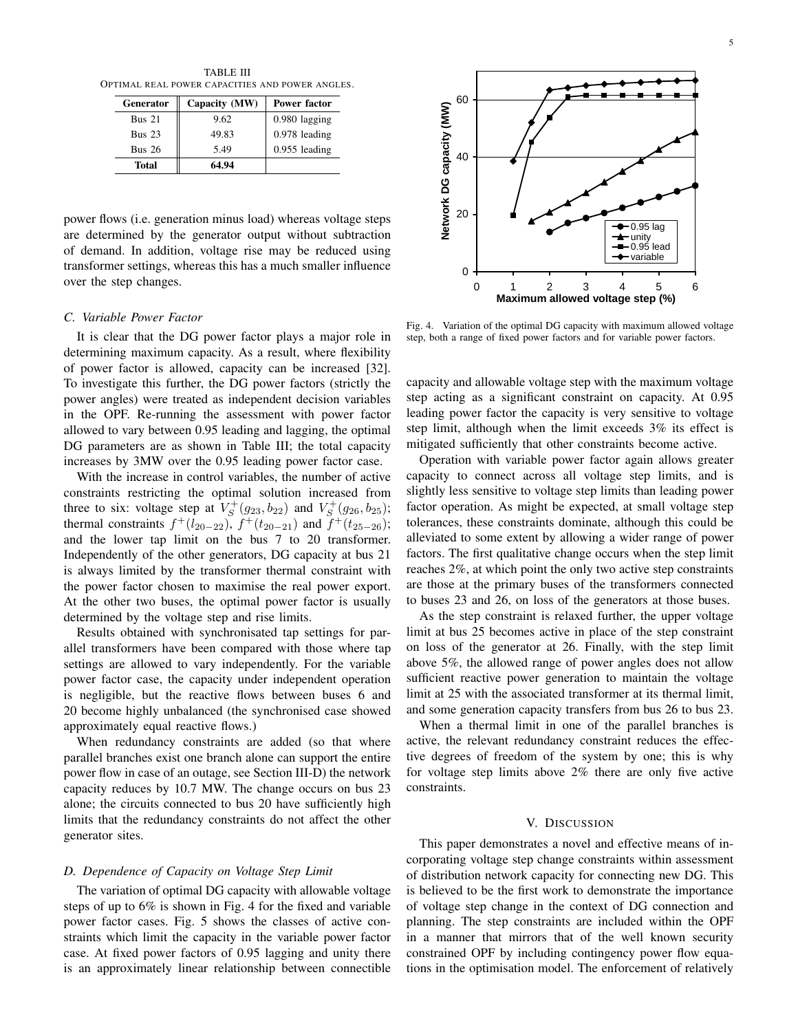TABLE III
Optimal real power capacities and power angles.

| Generator | Capacity (MW) | Power factor |
|---|---|---|
| Bus 21 | 9.62 | 0.980 lagging |
| Bus 23 | 49.83 | 0.978 leading |
| Bus 26 | 5.49 | 0.955 leading |
| **Total** | **64.94** | |

power flows (i.e. generation minus load) whereas voltage steps are determined by the generator output without subtraction of demand. In addition, voltage rise may be reduced using transformer settings, whereas this has a much smaller influence over the step changes.

### *C. Variable Power Factor*

It is clear that the DG power factor plays a major role in determining maximum capacity. As a result, where flexibility of power factor is allowed, capacity can be increased [32]. To investigate this further, the DG power factors (strictly the power angles) were treated as independent decision variables in the OPF. Re-running the assessment with power factor allowed to vary between 0.95 leading and lagging, the optimal DG parameters are as shown in Table III; the total capacity increases by 3MW over the 0.95 leading power factor case.

With the increase in control variables, the number of active constraints restricting the optimal solution increased from three to six: voltage step at $V_S^+(g_{23}, b_{22})$ and $V_S^+(g_{26}, b_{25})$; thermal constraints $f^+(l_{20-22})$, $f^+(t_{20-21})$ and $f^+(t_{25-26})$; and the lower tap limit on the bus 7 to 20 transformer. Independently of the other generators, DG capacity at bus 21 is always limited by the transformer thermal constraint with the power factor chosen to maximise the real power export. At the other two buses, the optimal power factor is usually determined by the voltage step and rise limits.

Results obtained with synchronised tap settings for parallel transformers have been compared with those where tap settings are allowed to vary independently. For the variable power factor case, the capacity under independent operation is negligible, but the reactive flows between buses 6 and 20 become highly unbalanced (the synchronised case showed approximately equal reactive flows.)

When redundancy constraints are added (so that where parallel branches exist one branch alone can support the entire power flow in case of an outage, see Section III-D) the network capacity reduces by 10.7 MW. The change occurs on bus 23 alone; the circuits connected to bus 20 have sufficiently high limits that the redundancy constraints do not affect the other generator sites.

### *D. Dependence of Capacity on Voltage Step Limit*

The variation of optimal DG capacity with allowable voltage steps of up to 6% is shown in Fig. 4 for the fixed and variable power factor cases. Fig. 5 shows the classes of active constraints which limit the capacity in the variable power factor case. At fixed power factors of 0.95 lagging and unity there is an approximately linear relationship between connectible capacity and allowable voltage step with the maximum voltage step acting as a significant constraint on capacity. At 0.95 leading power factor the capacity is very sensitive to voltage step limit, although when the limit exceeds 3% its effect is mitigated sufficiently that other constraints become active.

Fig. 4. Variation of the optimal DG capacity with maximum allowed voltage step, both a range of fixed power factors and for variable power factors.

Operation with variable power factor again allows greater capacity to connect across all voltage step limits, and is slightly less sensitive to voltage step limits than leading power factor operation. As might be expected, at small voltage step tolerances, these constraints dominate, although this could be alleviated to some extent by allowing a wider range of power factors. The first qualitative change occurs when the step limit reaches 2%, at which point the only two active step constraints are those at the primary buses of the transformers connected to buses 23 and 26, on loss of the generators at those buses.

As the step constraint is relaxed further, the upper voltage limit at bus 25 becomes active in place of the step constraint on loss of the generator at 26. Finally, with the step limit above 5%, the allowed range of power angles does not allow sufficient reactive power generation to maintain the voltage limit at 25 with the associated transformer at its thermal limit, and some generation capacity transfers from bus 26 to bus 23.

When a thermal limit in one of the parallel branches is active, the relevant redundancy constraint reduces the effective degrees of freedom of the system by one; this is why for voltage step limits above 2% there are only five active constraints.

## V. Discussion

This paper demonstrates a novel and effective means of incorporating voltage step change constraints within assessment of distribution network capacity for connecting new DG. This is believed to be the first work to demonstrate the importance of voltage step change in the context of DG connection and planning. The step constraints are included within the OPF in a manner that mirrors that of the well known security constrained OPF by including contingency power flow equations in the optimisation model. The enforcement of relatively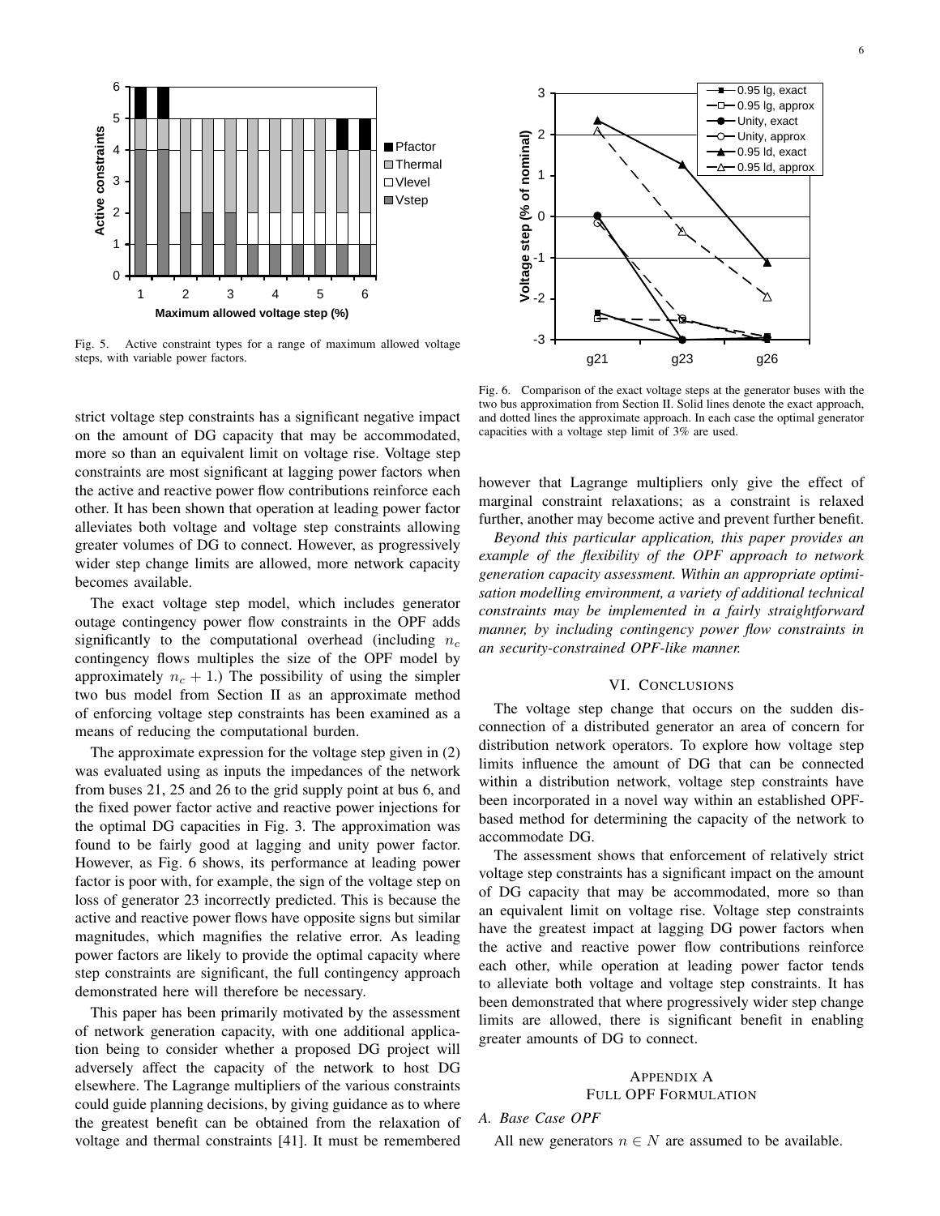6

5

4

3

2

1

0

Active constraints

1 2 3 4 5 6

Maximum allowed voltage step (%)

Pfactor

Thermal

Vlevel

Vstep

Fig. 5. Active constraint types for a range of maximum allowed voltage steps, with variable power factors.

3

2

1

0

-1

-2

-3

Voltage step (% of nominal)

g21 g23 g26

0.95 lg, exact

0.95 lg, approx

Unity, exact

Unity, approx

0.95 ld, exact

0.95 ld, approx

Fig. 6. Comparison of the exact voltage steps at the generator buses with the two bus approximation from Section II. Solid lines denote the exact approach, and dotted lines the approximate approach. In each case the optimal generator capacities with a voltage step limit of 3% are used.

strict voltage step constraints has a significant negative impact on the amount of DG capacity that may be accommodated, more so than an equivalent limit on voltage rise. Voltage step constraints are most significant at lagging power factors when the active and reactive power flow contributions reinforce each other. It has been shown that operation at leading power factor alleviates both voltage and voltage step constraints allowing greater volumes of DG to connect. However, as progressively wider step change limits are allowed, more network capacity becomes available.

The exact voltage step model, which includes generator outage contingency power flow constraints in the OPF adds significantly to the computational overhead (including $n_c$ contingency flows multiples the size of the OPF model by approximately $n_c + 1$.) The possibility of using the simpler two bus model from Section II as an approximate method of enforcing voltage step constraints has been examined as a means of reducing the computational burden.

The approximate expression for the voltage step given in (2) was evaluated using as inputs the impedances of the network from buses 21, 25 and 26 to the grid supply point at bus 6, and the fixed power factor active and reactive power injections for the optimal DG capacities in Fig. 3. The approximation was found to be fairly good at lagging and unity power factor. However, as Fig. 6 shows, its performance at leading power factor is poor with, for example, the sign of the voltage step on loss of generator 23 incorrectly predicted. This is because the active and reactive power flows have opposite signs but similar magnitudes, which magnifies the relative error. As leading power factors are likely to provide the optimal capacity where step constraints are significant, the full contingency approach demonstrated here will therefore be necessary.

This paper has been primarily motivated by the assessment of network generation capacity, with one additional application being to consider whether a proposed DG project will adversely affect the capacity of the network to host DG elsewhere. The Lagrange multipliers of the various constraints could guide planning decisions, by giving guidance as to where the greatest benefit can be obtained from the relaxation of voltage and thermal constraints [41]. It must be remembered however that Lagrange multipliers only give the effect of marginal constraint relaxations; as a constraint is relaxed further, another may become active and prevent further benefit.

*Beyond this particular application, this paper provides an example of the flexibility of the OPF approach to network generation capacity assessment. Within an appropriate optimisation modelling environment, a variety of additional technical constraints may be implemented in a fairly straightforward manner, by including contingency power flow constraints in an security-constrained OPF-like manner.*

## VI. Conclusions

The voltage step change that occurs on the sudden disconnection of a distributed generator an area of concern for distribution network operators. To explore how voltage step limits influence the amount of DG that can be connected within a distribution network, voltage step constraints have been incorporated in a novel way within an established OPF-based method for determining the capacity of the network to accommodate DG.

The assessment shows that enforcement of relatively strict voltage step constraints has a significant impact on the amount of DG capacity that may be accommodated, more so than an equivalent limit on voltage rise. Voltage step constraints have the greatest impact at lagging DG power factors when the active and reactive power flow contributions reinforce each other, while operation at leading power factor tends to alleviate both voltage and voltage step constraints. It has been demonstrated that where progressively wider step change limits are allowed, there is significant benefit in enabling greater amounts of DG to connect.

## Appendix A
## Full OPF Formulation

### A. Base Case OPF

All new generators $n \in N$ are assumed to be available.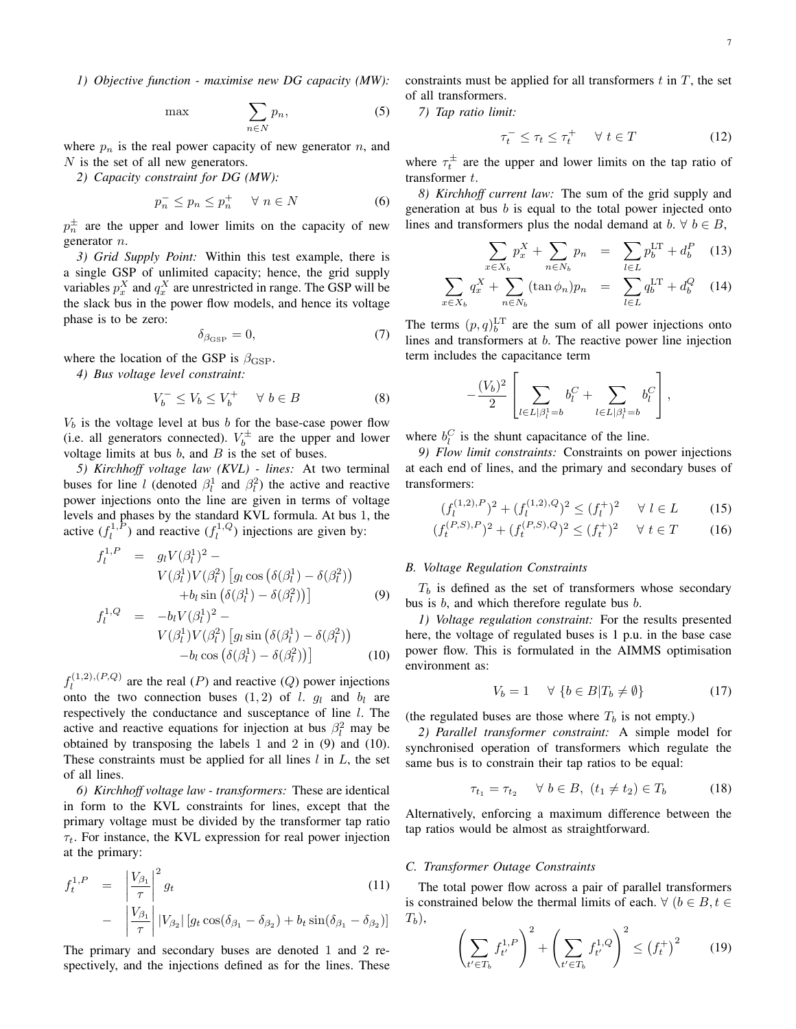*1) Objective function - maximise new DG capacity (MW):*

$$\max \qquad \sum_{n \in N} p_n, \tag{5}$$

where $p_n$ is the real power capacity of new generator $n$, and $N$ is the set of all new generators.

*2) Capacity constraint for DG (MW):*

$$p_n^- \leq p_n \leq p_n^+ \quad \forall \; n \in N \tag{6}$$

$p_n^{\pm}$ are the upper and lower limits on the capacity of new generator $n$.

*3) Grid Supply Point:* Within this test example, there is a single GSP of unlimited capacity; hence, the grid supply variables $p_x^X$ and $q_x^X$ are unrestricted in range. The GSP will be the slack bus in the power flow models, and hence its voltage phase is to be zero:

$$\delta_{\beta_{\text{GSP}}} = 0, \tag{7}$$

where the location of the GSP is $\beta_{\text{GSP}}$.

*4) Bus voltage level constraint:*

$$V_b^- \leq V_b \leq V_b^+ \quad \forall \; b \in B \tag{8}$$

$V_b$ is the voltage level at bus $b$ for the base-case power flow (i.e. all generators connected). $V_b^{\pm}$ are the upper and lower voltage limits at bus $b$, and $B$ is the set of buses.

*5) Kirchhoff voltage law (KVL) - lines:* At two terminal buses for line $l$ (denoted $\beta_l^1$ and $\beta_l^2$) the active and reactive power injections onto the line are given in terms of voltage levels and phases by the standard KVL formula. At bus 1, the active ($f_l^{1,P}$) and reactive ($f_l^{1,Q}$) injections are given by:

$$\begin{aligned} f_l^{1,P} &= g_l V(\beta_l^1)^2 - \\ & \quad V(\beta_l^1)V(\beta_l^2)\left[g_l \cos\left(\delta(\beta_l^1) - \delta(\beta_l^2)\right)\right. \\ & \qquad \left. + b_l \sin\left(\delta(\beta_l^1) - \delta(\beta_l^2)\right)\right] \end{aligned} \tag{9}$$

$$\begin{aligned} f_l^{1,Q} &= -b_l V(\beta_l^1)^2 - \\ & \quad V(\beta_l^1)V(\beta_l^2)\left[g_l \sin\left(\delta(\beta_l^1) - \delta(\beta_l^2)\right)\right. \\ & \qquad \left. - b_l \cos\left(\delta(\beta_l^1) - \delta(\beta_l^2)\right)\right] \end{aligned} \tag{10}$$

$f_l^{(1,2),(P,Q)}$ are the real ($P$) and reactive ($Q$) power injections onto the two connection buses $(1,2)$ of $l$. $g_l$ and $b_l$ are respectively the conductance and susceptance of line $l$. The active and reactive equations for injection at bus $\beta_l^2$ may be obtained by transposing the labels 1 and 2 in (9) and (10). These constraints must be applied for all lines $l$ in $L$, the set of all lines.

*6) Kirchhoff voltage law - transformers:* These are identical in form to the KVL constraints for lines, except that the primary voltage must be divided by the transformer tap ratio $\tau_t$. For instance, the KVL expression for real power injection at the primary:

$$\begin{aligned} f_t^{1,P} &= \left|\frac{V_{\beta_1}}{\tau}\right|^2 g_t \\ & - \left|\frac{V_{\beta_1}}{\tau}\right| |V_{\beta_2}| \left[g_t \cos(\delta_{\beta_1} - \delta_{\beta_2}) + b_t \sin(\delta_{\beta_1} - \delta_{\beta_2})\right] \end{aligned} \tag{11}$$

The primary and secondary buses are denoted 1 and 2 respectively, and the injections defined as for the lines. These constraints must be applied for all transformers $t$ in $T$, the set of all transformers.

*7) Tap ratio limit:*

$$\tau_t^- \leq \tau_t \leq \tau_t^+ \quad \forall \; t \in T \tag{12}$$

where $\tau_t^{\pm}$ are the upper and lower limits on the tap ratio of transformer $t$.

*8) Kirchhoff current law:* The sum of the grid supply and generation at bus $b$ is equal to the total power injected onto lines and transformers plus the nodal demand at $b$. $\forall \; b \in B$,

$$\sum_{x \in X_b} p_x^X + \sum_{n \in N_b} p_n = \sum_{l \in L} p_b^{\text{LT}} + d_b^P \tag{13}$$

$$\sum_{x \in X_b} q_x^X + \sum_{n \in N_b} (\tan \phi_n) p_n = \sum_{l \in L} q_b^{\text{LT}} + d_b^Q \tag{14}$$

The terms $(p,q)_b^{\text{LT}}$ are the sum of all power injections onto lines and transformers at $b$. The reactive power line injection term includes the capacitance term

$$-\frac{(V_b)^2}{2}\left[\sum_{l \in L | \beta_l^1 = b} b_l^C + \sum_{l \in L | \beta_l^1 = b} b_l^C\right],$$

where $b_l^C$ is the shunt capacitance of the line.

*9) Flow limit constraints:* Constraints on power injections at each end of lines, and the primary and secondary buses of transformers:

$$(f_l^{(1,2),P})^2 + (f_l^{(1,2),Q})^2 \leq (f_l^+)^2 \quad \forall \; l \in L \tag{15}$$

$$(f_t^{(P,S),P})^2 + (f_t^{(P,S),Q})^2 \leq (f_t^+)^2 \quad \forall \; t \in T \tag{16}$$

### B. Voltage Regulation Constraints

$T_b$ is defined as the set of transformers whose secondary bus is $b$, and which therefore regulate bus $b$.

*1) Voltage regulation constraint:* For the results presented here, the voltage of regulated buses is 1 p.u. in the base case power flow. This is formulated in the AIMMS optimisation environment as:

$$V_b = 1 \quad \forall \; \{b \in B | T_b \neq \emptyset\} \tag{17}$$

(the regulated buses are those where $T_b$ is not empty.)

*2) Parallel transformer constraint:* A simple model for synchronised operation of transformers which regulate the same bus is to constrain their tap ratios to be equal:

$$\tau_{t_1} = \tau_{t_2} \quad \forall \; b \in B, \; (t_1 \neq t_2) \in T_b \tag{18}$$

Alternatively, enforcing a maximum difference between the tap ratios would be almost as straightforward.

### C. Transformer Outage Constraints

The total power flow across a pair of parallel transformers is constrained below the thermal limits of each. $\forall \; (b \in B, t \in T_b)$,

$$\left(\sum_{t' \in T_b} f_{t'}^{1,P}\right)^2 + \left(\sum_{t' \in T_b} f_{t'}^{1,Q}\right)^2 \leq \left(f_t^+\right)^2 \tag{19}$$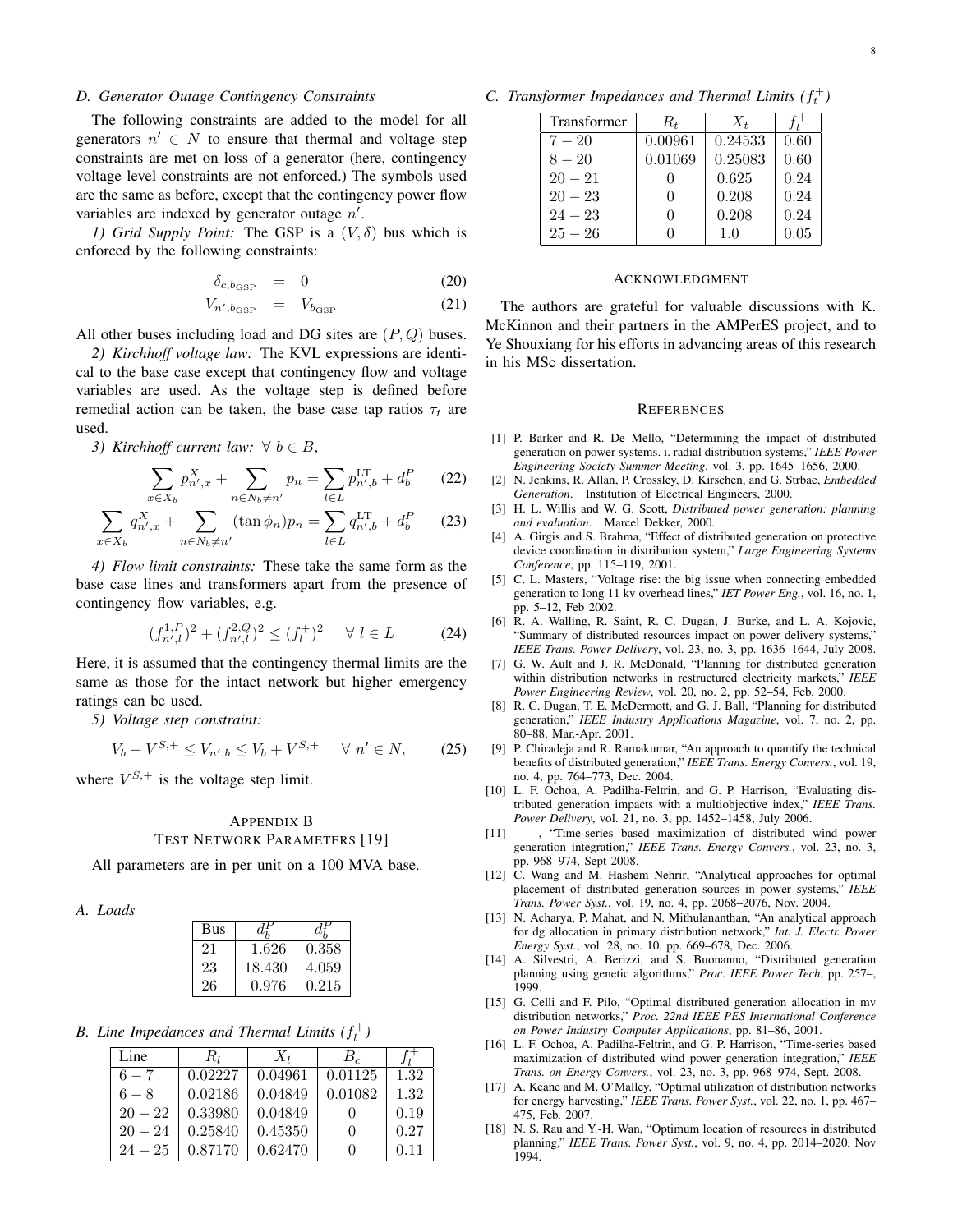### D. Generator Outage Contingency Constraints

The following constraints are added to the model for all generators $n' \in N$ to ensure that thermal and voltage step constraints are met on loss of a generator (here, contingency voltage level constraints are not enforced.) The symbols used are the same as before, except that the contingency power flow variables are indexed by generator outage $n'$.

*1) Grid Supply Point:* The GSP is a $(V, \delta)$ bus which is enforced by the following constraints:

$$\delta_{c,b_{\mathrm{GSP}}} = 0 \tag{20}$$

$$V_{n',b_{\mathrm{GSP}}} = V_{b_{\mathrm{GSP}}} \tag{21}$$

All other buses including load and DG sites are $(P, Q)$ buses.

*2) Kirchhoff voltage law:* The KVL expressions are identical to the base case except that contingency flow and voltage variables are used. As the voltage step is defined before remedial action can be taken, the base case tap ratios $\tau_t$ are used.

*3) Kirchhoff current law:* $\forall\ b \in B$,

$$\sum_{x \in X_b} p^X_{n',x} + \sum_{n \in N_b \neq n'} p_n = \sum_{l \in L} p^{\mathrm{LT}}_{n',b} + d^P_b \tag{22}$$

$$\sum_{x \in X_b} q^X_{n',x} + \sum_{n \in N_b \neq n'} (\tan \phi_n) p_n = \sum_{l \in L} q^{\mathrm{LT}}_{n',b} + d^P_b \tag{23}$$

*4) Flow limit constraints:* These take the same form as the base case lines and transformers apart from the presence of contingency flow variables, e.g.

$$(f^{1,P}_{n',l})^2 + (f^{2,Q}_{n',l})^2 \leq (f^+_l)^2 \quad \forall\ l \in L \tag{24}$$

Here, it is assumed that the contingency thermal limits are the same as those for the intact network but higher emergency ratings can be used.

*5) Voltage step constraint:*

$$V_b - V^{S,+} \leq V_{n',b} \leq V_b + V^{S,+} \quad \forall\ n' \in N, \tag{25}$$

where $V^{S,+}$ is the voltage step limit.

## Appendix B
## Test Network Parameters [19]

All parameters are in per unit on a 100 MVA base.

### A. Loads

| Bus | $d^P_b$ | $d^P_b$ |
|---|---|---|
| 21 | 1.626 | 0.358 |
| 23 | 18.430 | 4.059 |
| 26 | 0.976 | 0.215 |

### B. Line Impedances and Thermal Limits ($f^+_l$)

| Line | $R_l$ | $X_l$ | $B_c$ | $f^+_l$ |
|---|---|---|---|---|
| $6-7$ | 0.02227 | 0.04961 | 0.01125 | 1.32 |
| $6-8$ | 0.02186 | 0.04849 | 0.01082 | 1.32 |
| $20-22$ | 0.33980 | 0.04849 | 0 | 0.19 |
| $20-24$ | 0.25840 | 0.45350 | 0 | 0.27 |
| $24-25$ | 0.87170 | 0.62470 | 0 | 0.11 |

### C. Transformer Impedances and Thermal Limits ($f^+_t$)

| Transformer | $R_t$ | $X_t$ | $f^+_t$ |
|---|---|---|---|
| $7-20$ | 0.00961 | 0.24533 | 0.60 |
| $8-20$ | 0.01069 | 0.25083 | 0.60 |
| $20-21$ | 0 | 0.625 | 0.24 |
| $20-23$ | 0 | 0.208 | 0.24 |
| $24-23$ | 0 | 0.208 | 0.24 |
| $25-26$ | 0 | 1.0 | 0.05 |

## Acknowledgment

The authors are grateful for valuable discussions with K. McKinnon and their partners in the AMPerES project, and to Ye Shouxiang for his efforts in advancing areas of this research in his MSc dissertation.

## References

[1] P. Barker and R. De Mello, "Determining the impact of distributed generation on power systems. i. radial distribution systems," *IEEE Power Engineering Society Summer Meeting*, vol. 3, pp. 1645–1656, 2000.

[2] N. Jenkins, R. Allan, P. Crossley, D. Kirschen, and G. Strbac, *Embedded Generation*. Institution of Electrical Engineers, 2000.

[3] H. L. Willis and W. G. Scott, *Distributed power generation: planning and evaluation*. Marcel Dekker, 2000.

[4] A. Girgis and S. Brahma, "Effect of distributed generation on protective device coordination in distribution system," *Large Engineering Systems Conference*, pp. 115–119, 2001.

[5] C. L. Masters, "Voltage rise: the big issue when connecting embedded generation to long 11 kv overhead lines," *IET Power Eng.*, vol. 16, no. 1, pp. 5–12, Feb 2002.

[6] R. A. Walling, R. Saint, R. C. Dugan, J. Burke, and L. A. Kojovic, "Summary of distributed resources impact on power delivery systems," *IEEE Trans. Power Delivery*, vol. 23, no. 3, pp. 1636–1644, July 2008.

[7] G. W. Ault and J. R. McDonald, "Planning for distributed generation within distribution networks in restructured electricity markets," *IEEE Power Engineering Review*, vol. 20, no. 2, pp. 52–54, Feb. 2000.

[8] R. C. Dugan, T. E. McDermott, and G. J. Ball, "Planning for distributed generation," *IEEE Industry Applications Magazine*, vol. 7, no. 2, pp. 80–88, Mar.-Apr. 2001.

[9] P. Chiradeja and R. Ramakumar, "An approach to quantify the technical benefits of distributed generation," *IEEE Trans. Energy Convers.*, vol. 19, no. 4, pp. 764–773, Dec. 2004.

[10] L. F. Ochoa, A. Padilha-Feltrin, and G. P. Harrison, "Evaluating distributed generation impacts with a multiobjective index," *IEEE Trans. Power Delivery*, vol. 21, no. 3, pp. 1452–1458, July 2006.

[11] ——, "Time-series based maximization of distributed wind power generation integration," *IEEE Trans. Energy Convers.*, vol. 23, no. 3, pp. 968–974, Sept 2008.

[12] C. Wang and M. Hashem Nehrir, "Analytical approaches for optimal placement of distributed generation sources in power systems," *IEEE Trans. Power Syst.*, vol. 19, no. 4, pp. 2068–2076, Nov. 2004.

[13] N. Acharya, P. Mahat, and N. Mithulananthan, "An analytical approach for dg allocation in primary distribution network," *Int. J. Electr. Power Energy Syst.*, vol. 28, no. 10, pp. 669–678, Dec. 2006.

[14] A. Silvestri, A. Berizzi, and S. Buonanno, "Distributed generation planning using genetic algorithms," *Proc. IEEE Power Tech*, pp. 257–, 1999.

[15] G. Celli and F. Pilo, "Optimal distributed generation allocation in mv distribution networks," *Proc. 22nd IEEE PES International Conference on Power Industry Computer Applications*, pp. 81–86, 2001.

[16] L. F. Ochoa, A. Padilha-Feltrin, and G. P. Harrison, "Time-series based maximization of distributed wind power generation integration," *IEEE Trans. on Energy Convers.*, vol. 23, no. 3, pp. 968–974, Sept. 2008.

[17] A. Keane and M. O'Malley, "Optimal utilization of distribution networks for energy harvesting," *IEEE Trans. Power Syst.*, vol. 22, no. 1, pp. 467–475, Feb. 2007.

[18] N. S. Rau and Y.-H. Wan, "Optimum location of resources in distributed planning," *IEEE Trans. Power Syst.*, vol. 9, no. 4, pp. 2014–2020, Nov 1994.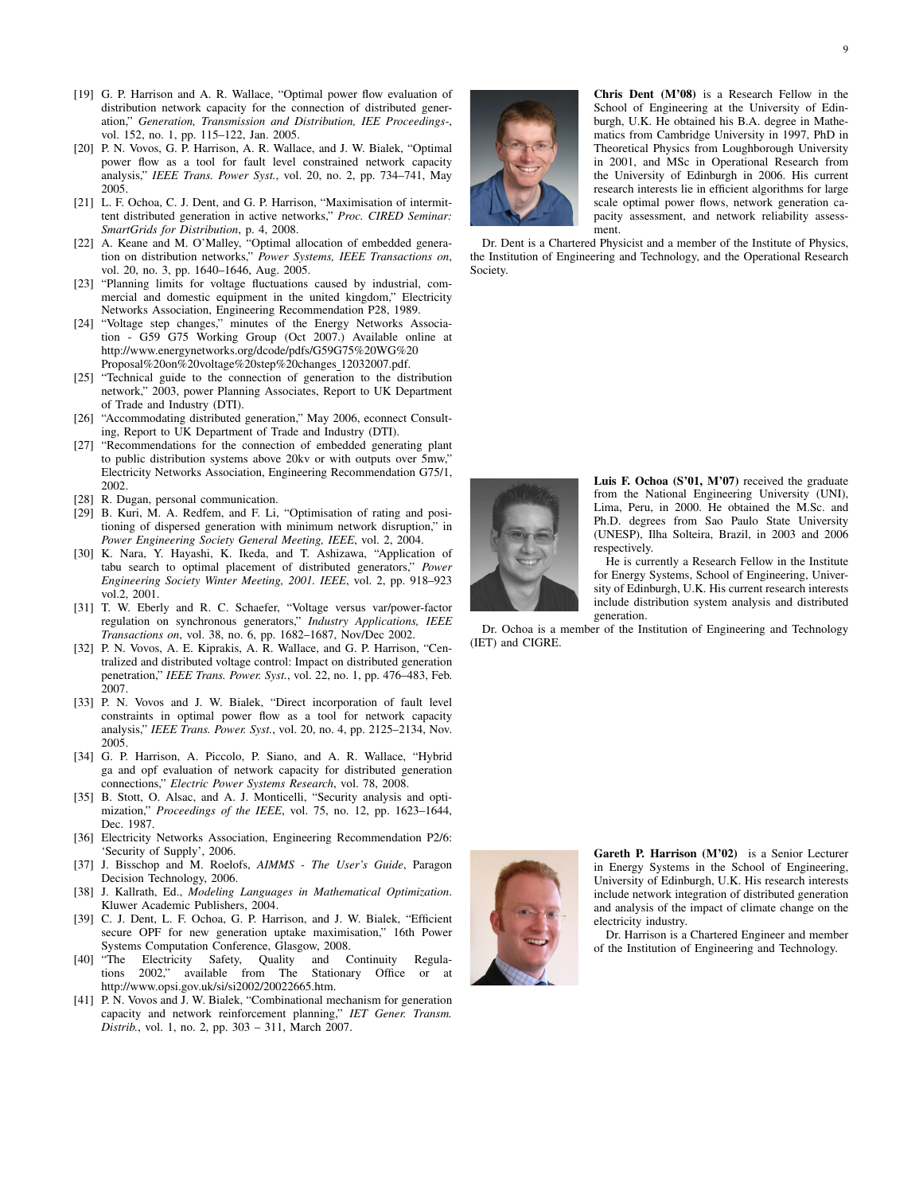[19] G. P. Harrison and A. R. Wallace, "Optimal power flow evaluation of distribution network capacity for the connection of distributed generation," *Generation, Transmission and Distribution, IEE Proceedings-*, vol. 152, no. 1, pp. 115–122, Jan. 2005.

[20] P. N. Vovos, G. P. Harrison, A. R. Wallace, and J. W. Bialek, "Optimal power flow as a tool for fault level constrained network capacity analysis," *IEEE Trans. Power Syst.*, vol. 20, no. 2, pp. 734–741, May 2005.

[21] L. F. Ochoa, C. J. Dent, and G. P. Harrison, "Maximisation of intermittent distributed generation in active networks," *Proc. CIRED Seminar: SmartGrids for Distribution*, p. 4, 2008.

[22] A. Keane and M. O'Malley, "Optimal allocation of embedded generation on distribution networks," *Power Systems, IEEE Transactions on*, vol. 20, no. 3, pp. 1640–1646, Aug. 2005.

[23] "Planning limits for voltage fluctuations caused by industrial, commercial and domestic equipment in the united kingdom," Electricity Networks Association, Engineering Recommendation P28, 1989.

[24] "Voltage step changes," minutes of the Energy Networks Association - G59 G75 Working Group (Oct 2007.) Available online at http://www.energynetworks.org/dcode/pdfs/G59G75%20WG%20Proposal%20on%20voltage%20step%20changes_12032007.pdf.

[25] "Technical guide to the connection of generation to the distribution network," 2003, power Planning Associates, Report to UK Department of Trade and Industry (DTI).

[26] "Accommodating distributed generation," May 2006, econnect Consulting, Report to UK Department of Trade and Industry (DTI).

[27] "Recommendations for the connection of embedded generating plant to public distribution systems above 20kv or with outputs over 5mw," Electricity Networks Association, Engineering Recommendation G75/1, 2002.

[28] R. Dugan, personal communication.

[29] B. Kuri, M. A. Redfem, and F. Li, "Optimisation of rating and positioning of dispersed generation with minimum network disruption," in *Power Engineering Society General Meeting, IEEE*, vol. 2, 2004.

[30] K. Nara, Y. Hayashi, K. Ikeda, and T. Ashizawa, "Application of tabu search to optimal placement of distributed generators," *Power Engineering Society Winter Meeting, 2001. IEEE*, vol. 2, pp. 918–923 vol.2, 2001.

[31] T. W. Eberly and R. C. Schaefer, "Voltage versus var/power-factor regulation on synchronous generators," *Industry Applications, IEEE Transactions on*, vol. 38, no. 6, pp. 1682–1687, Nov/Dec 2002.

[32] P. N. Vovos, A. E. Kiprakis, A. R. Wallace, and G. P. Harrison, "Centralized and distributed voltage control: Impact on distributed generation penetration," *IEEE Trans. Power. Syst.*, vol. 22, no. 1, pp. 476–483, Feb. 2007.

[33] P. N. Vovos and J. W. Bialek, "Direct incorporation of fault level constraints in optimal power flow as a tool for network capacity analysis," *IEEE Trans. Power. Syst.*, vol. 20, no. 4, pp. 2125–2134, Nov. 2005.

[34] G. P. Harrison, A. Piccolo, P. Siano, and A. R. Wallace, "Hybrid ga and opf evaluation of network capacity for distributed generation connections," *Electric Power Systems Research*, vol. 78, 2008.

[35] B. Stott, O. Alsac, and A. J. Monticelli, "Security analysis and optimization," *Proceedings of the IEEE*, vol. 75, no. 12, pp. 1623–1644, Dec. 1987.

[36] Electricity Networks Association, Engineering Recommendation P2/6: 'Security of Supply', 2006.

[37] J. Bisschop and M. Roelofs, *AIMMS - The User's Guide*, Paragon Decision Technology, 2006.

[38] J. Kallrath, Ed., *Modeling Languages in Mathematical Optimization*. Kluwer Academic Publishers, 2004.

[39] C. J. Dent, L. F. Ochoa, G. P. Harrison, and J. W. Bialek, "Efficient secure OPF for new generation uptake maximisation," 16th Power Systems Computation Conference, Glasgow, 2008.

[40] "The Electricity Safety, Quality and Continuity Regulations 2002," available from The Stationary Office or at http://www.opsi.gov.uk/si/si2002/20022665.htm.

[41] P. N. Vovos and J. W. Bialek, "Combinational mechanism for generation capacity and network reinforcement planning," *IET Gener. Transm. Distrib.*, vol. 1, no. 2, pp. 303 – 311, March 2007.

**Chris Dent (M'08)** is a Research Fellow in the School of Engineering at the University of Edinburgh, U.K. He obtained his B.A. degree in Mathematics from Cambridge University in 1997, PhD in Theoretical Physics from Loughborough University in 2001, and MSc in Operational Research from the University of Edinburgh in 2006. His current research interests lie in efficient algorithms for large scale optimal power flows, network generation capacity assessment, and network reliability assessment.

Dr. Dent is a Chartered Physicist and a member of the Institute of Physics, the Institution of Engineering and Technology, and the Operational Research Society.

**Luis F. Ochoa (S'01, M'07)** received the graduate from the National Engineering University (UNI), Lima, Peru, in 2000. He obtained the M.Sc. and Ph.D. degrees from Sao Paulo State University (UNESP), Ilha Solteira, Brazil, in 2003 and 2006 respectively.

He is currently a Research Fellow in the Institute for Energy Systems, School of Engineering, University of Edinburgh, U.K. His current research interests include distribution system analysis and distributed generation.

Dr. Ochoa is a member of the Institution of Engineering and Technology (IET) and CIGRE.

**Gareth P. Harrison (M'02)** is a Senior Lecturer in Energy Systems in the School of Engineering, University of Edinburgh, U.K. His research interests include network integration of distributed generation and analysis of the impact of climate change on the electricity industry.

Dr. Harrison is a Chartered Engineer and member of the Institution of Engineering and Technology.